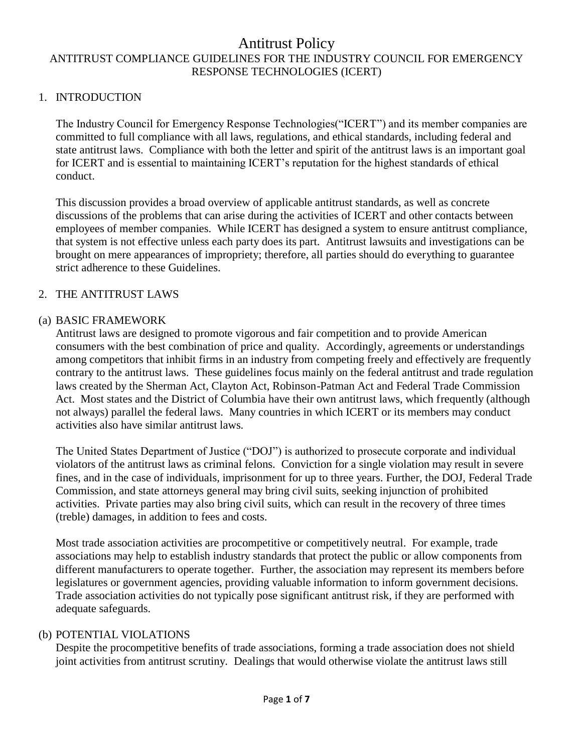# Antitrust Policy

## ANTITRUST COMPLIANCE GUIDELINES FOR THE INDUSTRY COUNCIL FOR EMERGENCY RESPONSE TECHNOLOGIES (ICERT)

### 1. INTRODUCTION

The Industry Council for Emergency Response Technologies("ICERT") and its member companies are committed to full compliance with all laws, regulations, and ethical standards, including federal and state antitrust laws. Compliance with both the letter and spirit of the antitrust laws is an important goal for ICERT and is essential to maintaining ICERT's reputation for the highest standards of ethical conduct.

This discussion provides a broad overview of applicable antitrust standards, as well as concrete discussions of the problems that can arise during the activities of ICERT and other contacts between employees of member companies. While ICERT has designed a system to ensure antitrust compliance, that system is not effective unless each party does its part. Antitrust lawsuits and investigations can be brought on mere appearances of impropriety; therefore, all parties should do everything to guarantee strict adherence to these Guidelines.

### 2. THE ANTITRUST LAWS

#### (a) BASIC FRAMEWORK

Antitrust laws are designed to promote vigorous and fair competition and to provide American consumers with the best combination of price and quality. Accordingly, agreements or understandings among competitors that inhibit firms in an industry from competing freely and effectively are frequently contrary to the antitrust laws. These guidelines focus mainly on the federal antitrust and trade regulation laws created by the Sherman Act, Clayton Act, Robinson-Patman Act and Federal Trade Commission Act. Most states and the District of Columbia have their own antitrust laws, which frequently (although not always) parallel the federal laws. Many countries in which ICERT or its members may conduct activities also have similar antitrust laws.

The United States Department of Justice ("DOJ") is authorized to prosecute corporate and individual violators of the antitrust laws as criminal felons. Conviction for a single violation may result in severe fines, and in the case of individuals, imprisonment for up to three years. Further, the DOJ, Federal Trade Commission, and state attorneys general may bring civil suits, seeking injunction of prohibited activities. Private parties may also bring civil suits, which can result in the recovery of three times (treble) damages, in addition to fees and costs.

Most trade association activities are procompetitive or competitively neutral. For example, trade associations may help to establish industry standards that protect the public or allow components from different manufacturers to operate together. Further, the association may represent its members before legislatures or government agencies, providing valuable information to inform government decisions. Trade association activities do not typically pose significant antitrust risk, if they are performed with adequate safeguards.

#### (b) POTENTIAL VIOLATIONS

Despite the procompetitive benefits of trade associations, forming a trade association does not shield joint activities from antitrust scrutiny. Dealings that would otherwise violate the antitrust laws still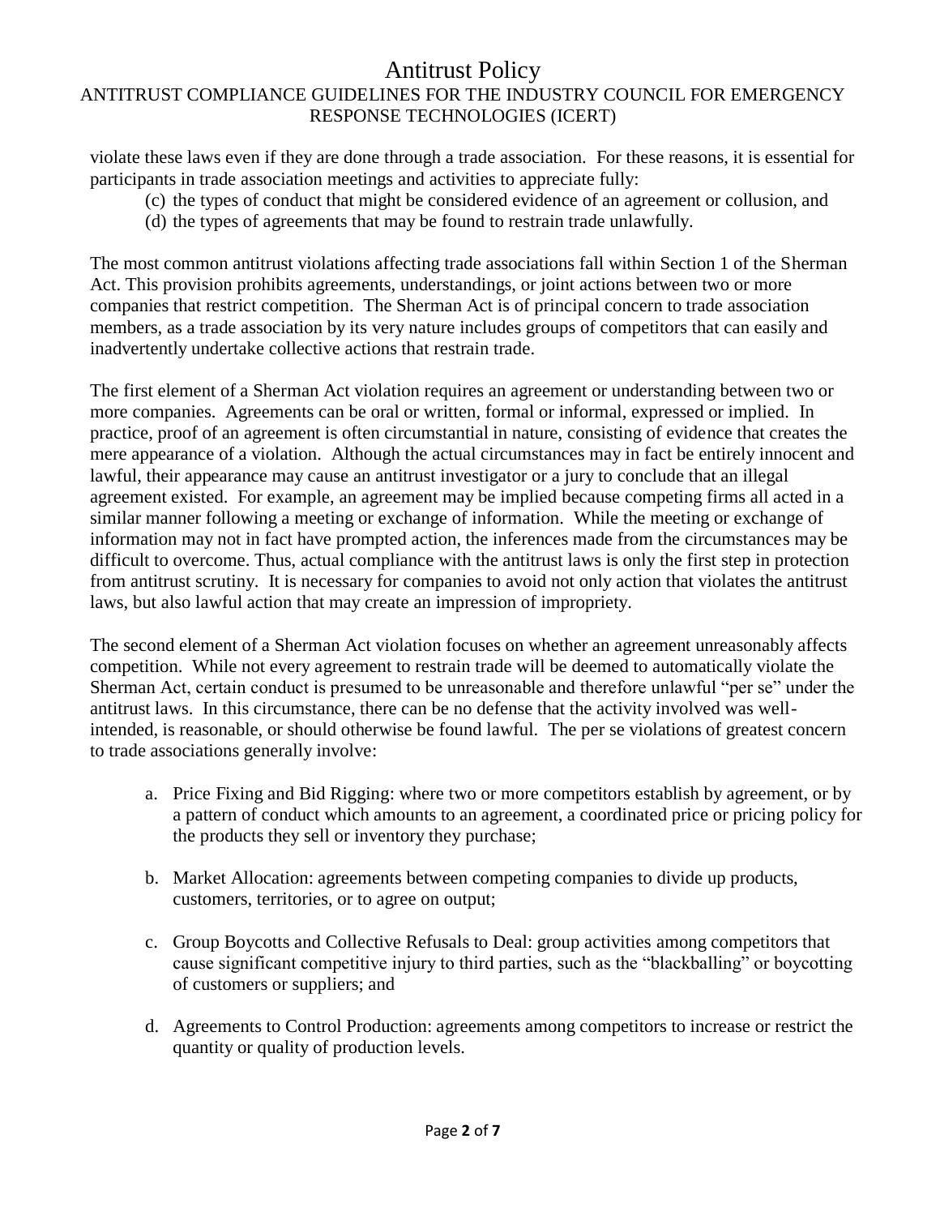violate these laws even if they are done through a trade association. For these reasons, it is essential for participants in trade association meetings and activities to appreciate fully:

(c) the types of conduct that might be considered evidence of an agreement or collusion, and
(d) the types of agreements that may be found to restrain trade unlawfully.

The most common antitrust violations affecting trade associations fall within Section 1 of the Sherman Act. This provision prohibits agreements, understandings, or joint actions between two or more companies that restrict competition. The Sherman Act is of principal concern to trade association members, as a trade association by its very nature includes groups of competitors that can easily and inadvertently undertake collective actions that restrain trade.

The first element of a Sherman Act violation requires an agreement or understanding between two or more companies. Agreements can be oral or written, formal or informal, expressed or implied. In practice, proof of an agreement is often circumstantial in nature, consisting of evidence that creates the mere appearance of a violation. Although the actual circumstances may in fact be entirely innocent and lawful, their appearance may cause an antitrust investigator or a jury to conclude that an illegal agreement existed. For example, an agreement may be implied because competing firms all acted in a similar manner following a meeting or exchange of information. While the meeting or exchange of information may not in fact have prompted action, the inferences made from the circumstances may be difficult to overcome. Thus, actual compliance with the antitrust laws is only the first step in protection from antitrust scrutiny. It is necessary for companies to avoid not only action that violates the antitrust laws, but also lawful action that may create an impression of impropriety.

The second element of a Sherman Act violation focuses on whether an agreement unreasonably affects competition. While not every agreement to restrain trade will be deemed to automatically violate the Sherman Act, certain conduct is presumed to be unreasonable and therefore unlawful "per se" under the antitrust laws. In this circumstance, there can be no defense that the activity involved was well-intended, is reasonable, or should otherwise be found lawful. The per se violations of greatest concern to trade associations generally involve:

a. Price Fixing and Bid Rigging: where two or more competitors establish by agreement, or by a pattern of conduct which amounts to an agreement, a coordinated price or pricing policy for the products they sell or inventory they purchase;

b. Market Allocation: agreements between competing companies to divide up products, customers, territories, or to agree on output;

c. Group Boycotts and Collective Refusals to Deal: group activities among competitors that cause significant competitive injury to third parties, such as the "blackballing" or boycotting of customers or suppliers; and

d. Agreements to Control Production: agreements among competitors to increase or restrict the quantity or quality of production levels.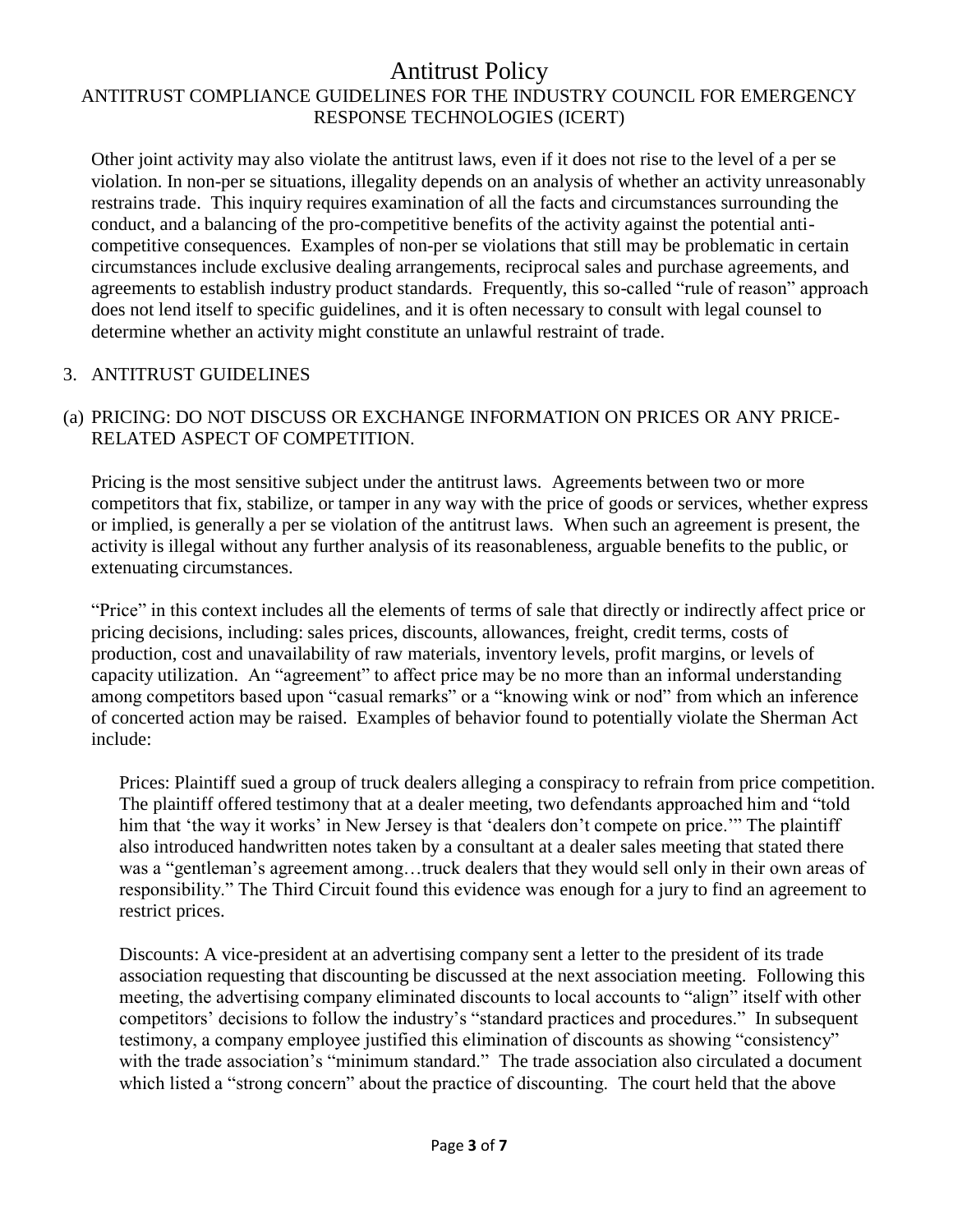Other joint activity may also violate the antitrust laws, even if it does not rise to the level of a per se violation. In non-per se situations, illegality depends on an analysis of whether an activity unreasonably restrains trade. This inquiry requires examination of all the facts and circumstances surrounding the conduct, and a balancing of the pro-competitive benefits of the activity against the potential anti-competitive consequences. Examples of non-per se violations that still may be problematic in certain circumstances include exclusive dealing arrangements, reciprocal sales and purchase agreements, and agreements to establish industry product standards. Frequently, this so-called "rule of reason" approach does not lend itself to specific guidelines, and it is often necessary to consult with legal counsel to determine whether an activity might constitute an unlawful restraint of trade.

## 3. ANTITRUST GUIDELINES

### (a) PRICING: DO NOT DISCUSS OR EXCHANGE INFORMATION ON PRICES OR ANY PRICE-RELATED ASPECT OF COMPETITION.

Pricing is the most sensitive subject under the antitrust laws. Agreements between two or more competitors that fix, stabilize, or tamper in any way with the price of goods or services, whether express or implied, is generally a per se violation of the antitrust laws. When such an agreement is present, the activity is illegal without any further analysis of its reasonableness, arguable benefits to the public, or extenuating circumstances.

"Price" in this context includes all the elements of terms of sale that directly or indirectly affect price or pricing decisions, including: sales prices, discounts, allowances, freight, credit terms, costs of production, cost and unavailability of raw materials, inventory levels, profit margins, or levels of capacity utilization. An "agreement" to affect price may be no more than an informal understanding among competitors based upon "casual remarks" or a "knowing wink or nod" from which an inference of concerted action may be raised. Examples of behavior found to potentially violate the Sherman Act include:

Prices: Plaintiff sued a group of truck dealers alleging a conspiracy to refrain from price competition. The plaintiff offered testimony that at a dealer meeting, two defendants approached him and "told him that 'the way it works' in New Jersey is that 'dealers don't compete on price.'" The plaintiff also introduced handwritten notes taken by a consultant at a dealer sales meeting that stated there was a "gentleman's agreement among…truck dealers that they would sell only in their own areas of responsibility." The Third Circuit found this evidence was enough for a jury to find an agreement to restrict prices.

Discounts: A vice-president at an advertising company sent a letter to the president of its trade association requesting that discounting be discussed at the next association meeting. Following this meeting, the advertising company eliminated discounts to local accounts to "align" itself with other competitors' decisions to follow the industry's "standard practices and procedures." In subsequent testimony, a company employee justified this elimination of discounts as showing "consistency" with the trade association's "minimum standard." The trade association also circulated a document which listed a "strong concern" about the practice of discounting. The court held that the above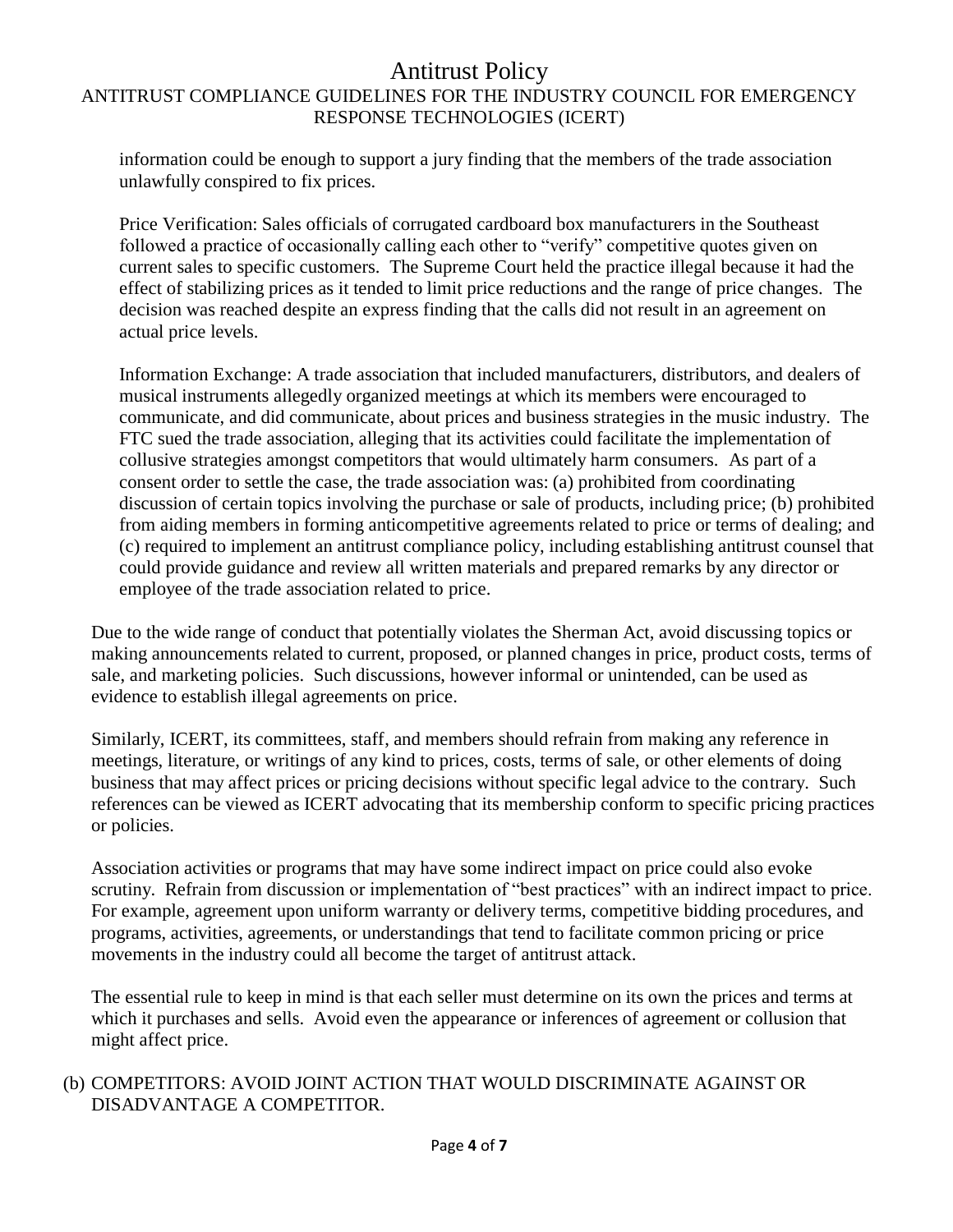information could be enough to support a jury finding that the members of the trade association unlawfully conspired to fix prices.

Price Verification: Sales officials of corrugated cardboard box manufacturers in the Southeast followed a practice of occasionally calling each other to "verify" competitive quotes given on current sales to specific customers. The Supreme Court held the practice illegal because it had the effect of stabilizing prices as it tended to limit price reductions and the range of price changes. The decision was reached despite an express finding that the calls did not result in an agreement on actual price levels.

Information Exchange: A trade association that included manufacturers, distributors, and dealers of musical instruments allegedly organized meetings at which its members were encouraged to communicate, and did communicate, about prices and business strategies in the music industry. The FTC sued the trade association, alleging that its activities could facilitate the implementation of collusive strategies amongst competitors that would ultimately harm consumers. As part of a consent order to settle the case, the trade association was: (a) prohibited from coordinating discussion of certain topics involving the purchase or sale of products, including price; (b) prohibited from aiding members in forming anticompetitive agreements related to price or terms of dealing; and (c) required to implement an antitrust compliance policy, including establishing antitrust counsel that could provide guidance and review all written materials and prepared remarks by any director or employee of the trade association related to price.

Due to the wide range of conduct that potentially violates the Sherman Act, avoid discussing topics or making announcements related to current, proposed, or planned changes in price, product costs, terms of sale, and marketing policies. Such discussions, however informal or unintended, can be used as evidence to establish illegal agreements on price.

Similarly, ICERT, its committees, staff, and members should refrain from making any reference in meetings, literature, or writings of any kind to prices, costs, terms of sale, or other elements of doing business that may affect prices or pricing decisions without specific legal advice to the contrary. Such references can be viewed as ICERT advocating that its membership conform to specific pricing practices or policies.

Association activities or programs that may have some indirect impact on price could also evoke scrutiny. Refrain from discussion or implementation of "best practices" with an indirect impact to price. For example, agreement upon uniform warranty or delivery terms, competitive bidding procedures, and programs, activities, agreements, or understandings that tend to facilitate common pricing or price movements in the industry could all become the target of antitrust attack.

The essential rule to keep in mind is that each seller must determine on its own the prices and terms at which it purchases and sells. Avoid even the appearance or inferences of agreement or collusion that might affect price.

(b) COMPETITORS: AVOID JOINT ACTION THAT WOULD DISCRIMINATE AGAINST OR DISADVANTAGE A COMPETITOR.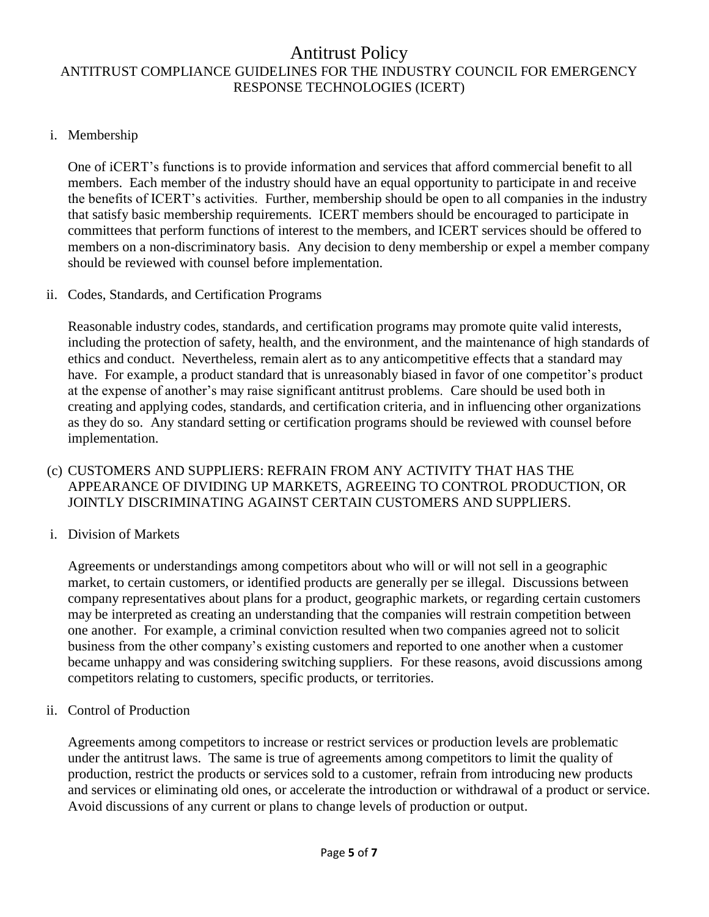i. Membership

One of iCERT's functions is to provide information and services that afford commercial benefit to all members. Each member of the industry should have an equal opportunity to participate in and receive the benefits of ICERT's activities. Further, membership should be open to all companies in the industry that satisfy basic membership requirements. ICERT members should be encouraged to participate in committees that perform functions of interest to the members, and ICERT services should be offered to members on a non-discriminatory basis. Any decision to deny membership or expel a member company should be reviewed with counsel before implementation.

ii. Codes, Standards, and Certification Programs

Reasonable industry codes, standards, and certification programs may promote quite valid interests, including the protection of safety, health, and the environment, and the maintenance of high standards of ethics and conduct. Nevertheless, remain alert as to any anticompetitive effects that a standard may have. For example, a product standard that is unreasonably biased in favor of one competitor's product at the expense of another's may raise significant antitrust problems. Care should be used both in creating and applying codes, standards, and certification criteria, and in influencing other organizations as they do so. Any standard setting or certification programs should be reviewed with counsel before implementation.

(c) CUSTOMERS AND SUPPLIERS: REFRAIN FROM ANY ACTIVITY THAT HAS THE APPEARANCE OF DIVIDING UP MARKETS, AGREEING TO CONTROL PRODUCTION, OR JOINTLY DISCRIMINATING AGAINST CERTAIN CUSTOMERS AND SUPPLIERS.

i. Division of Markets

Agreements or understandings among competitors about who will or will not sell in a geographic market, to certain customers, or identified products are generally per se illegal. Discussions between company representatives about plans for a product, geographic markets, or regarding certain customers may be interpreted as creating an understanding that the companies will restrain competition between one another. For example, a criminal conviction resulted when two companies agreed not to solicit business from the other company's existing customers and reported to one another when a customer became unhappy and was considering switching suppliers. For these reasons, avoid discussions among competitors relating to customers, specific products, or territories.

ii. Control of Production

Agreements among competitors to increase or restrict services or production levels are problematic under the antitrust laws. The same is true of agreements among competitors to limit the quality of production, restrict the products or services sold to a customer, refrain from introducing new products and services or eliminating old ones, or accelerate the introduction or withdrawal of a product or service. Avoid discussions of any current or plans to change levels of production or output.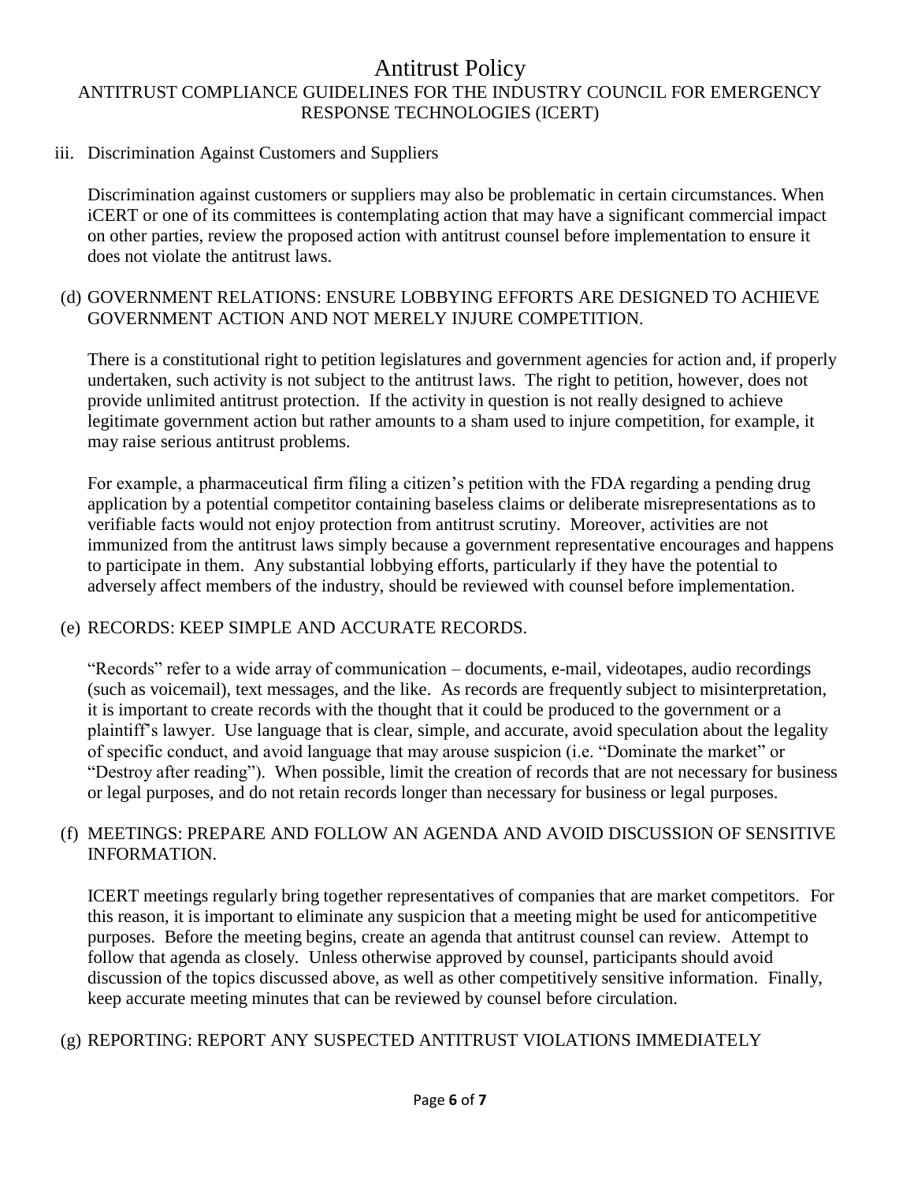iii. Discrimination Against Customers and Suppliers

Discrimination against customers or suppliers may also be problematic in certain circumstances. When iCERT or one of its committees is contemplating action that may have a significant commercial impact on other parties, review the proposed action with antitrust counsel before implementation to ensure it does not violate the antitrust laws.

(d) GOVERNMENT RELATIONS: ENSURE LOBBYING EFFORTS ARE DESIGNED TO ACHIEVE GOVERNMENT ACTION AND NOT MERELY INJURE COMPETITION.

There is a constitutional right to petition legislatures and government agencies for action and, if properly undertaken, such activity is not subject to the antitrust laws. The right to petition, however, does not provide unlimited antitrust protection. If the activity in question is not really designed to achieve legitimate government action but rather amounts to a sham used to injure competition, for example, it may raise serious antitrust problems.

For example, a pharmaceutical firm filing a citizen's petition with the FDA regarding a pending drug application by a potential competitor containing baseless claims or deliberate misrepresentations as to verifiable facts would not enjoy protection from antitrust scrutiny. Moreover, activities are not immunized from the antitrust laws simply because a government representative encourages and happens to participate in them. Any substantial lobbying efforts, particularly if they have the potential to adversely affect members of the industry, should be reviewed with counsel before implementation.

(e) RECORDS: KEEP SIMPLE AND ACCURATE RECORDS.

"Records" refer to a wide array of communication – documents, e-mail, videotapes, audio recordings (such as voicemail), text messages, and the like. As records are frequently subject to misinterpretation, it is important to create records with the thought that it could be produced to the government or a plaintiff's lawyer. Use language that is clear, simple, and accurate, avoid speculation about the legality of specific conduct, and avoid language that may arouse suspicion (i.e. "Dominate the market" or "Destroy after reading"). When possible, limit the creation of records that are not necessary for business or legal purposes, and do not retain records longer than necessary for business or legal purposes.

(f) MEETINGS: PREPARE AND FOLLOW AN AGENDA AND AVOID DISCUSSION OF SENSITIVE INFORMATION.

ICERT meetings regularly bring together representatives of companies that are market competitors. For this reason, it is important to eliminate any suspicion that a meeting might be used for anticompetitive purposes. Before the meeting begins, create an agenda that antitrust counsel can review. Attempt to follow that agenda as closely. Unless otherwise approved by counsel, participants should avoid discussion of the topics discussed above, as well as other competitively sensitive information. Finally, keep accurate meeting minutes that can be reviewed by counsel before circulation.

(g) REPORTING: REPORT ANY SUSPECTED ANTITRUST VIOLATIONS IMMEDIATELY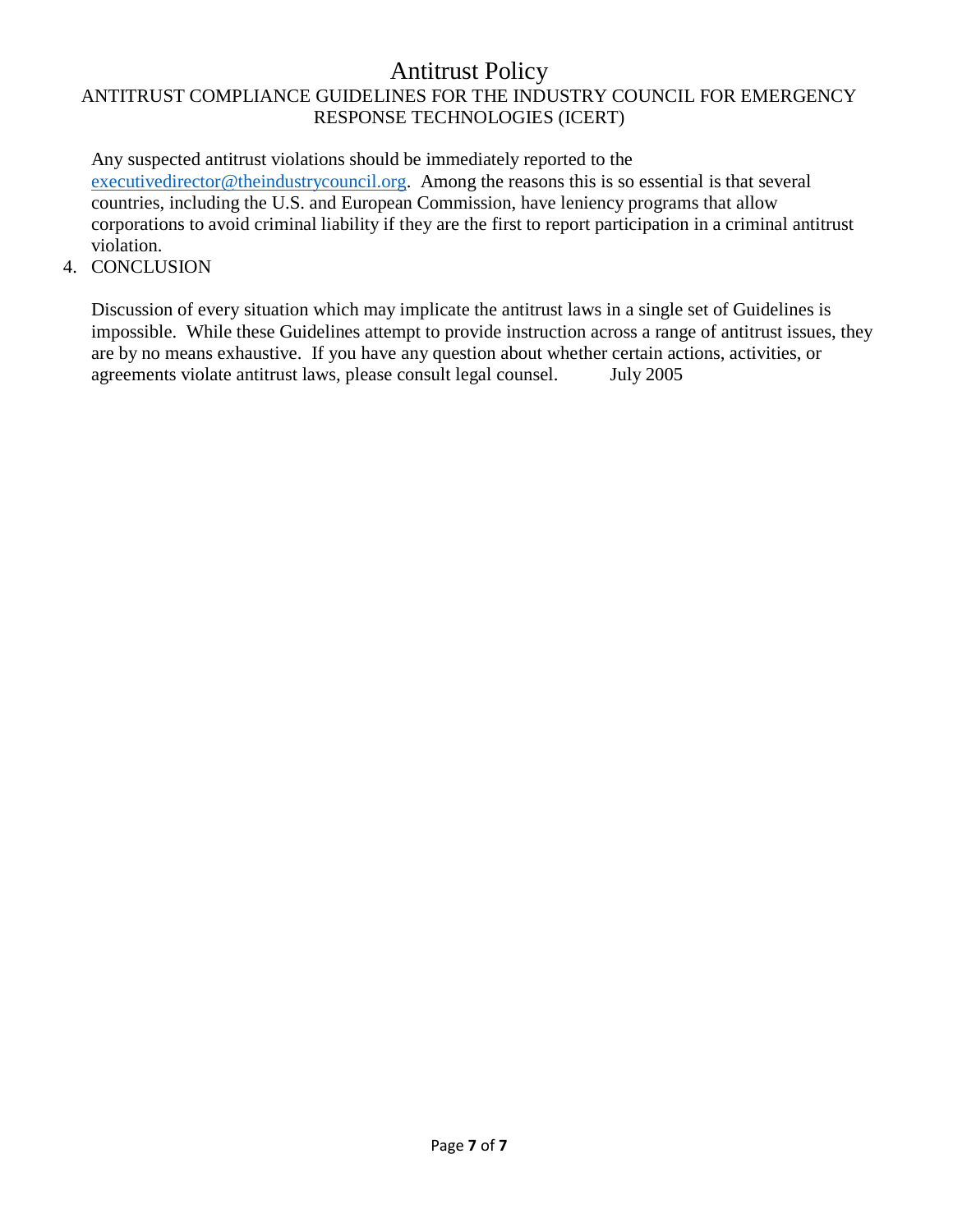Any suspected antitrust violations should be immediately reported to the executivedirector@theindustrycouncil.org. Among the reasons this is so essential is that several countries, including the U.S. and European Commission, have leniency programs that allow corporations to avoid criminal liability if they are the first to report participation in a criminal antitrust violation.

4. CONCLUSION

Discussion of every situation which may implicate the antitrust laws in a single set of Guidelines is impossible. While these Guidelines attempt to provide instruction across a range of antitrust issues, they are by no means exhaustive. If you have any question about whether certain actions, activities, or agreements violate antitrust laws, please consult legal counsel. July 2005